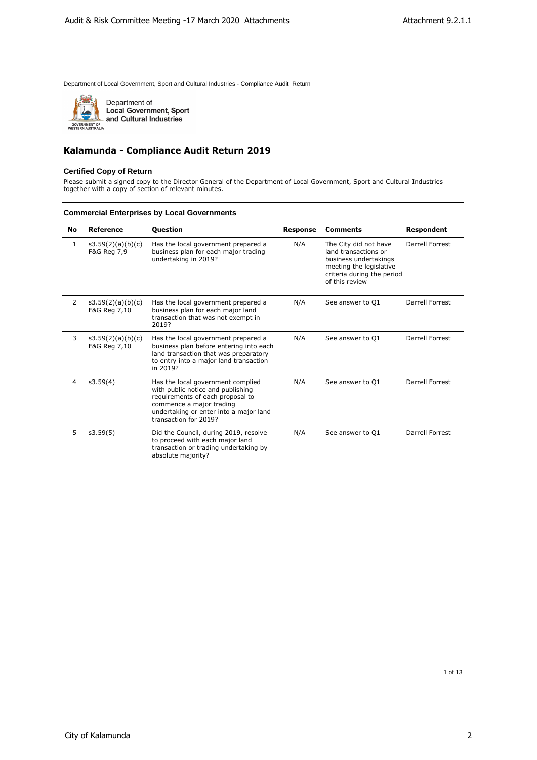Department of Local Government, Sport and Cultural Industries - Compliance Audit Return

Department of Local Government, Sport and Cultural Industries

# Kalamunda - Compliance Audit Return 2019

### Certified Copy of Return

Please submit a signed copy to the Director General of the Department of Local Government, Sport and Cultural Industries together with a copy of section of relevant minutes.

### Commercial Enterprises by Local Governments

| No | Reference | Question | Response | Comments | Respondent |
|---|---|---|---|---|---|
| 1 | s3.59(2)(a)(b)(c) F&G Reg 7,9 | Has the local government prepared a business plan for each major trading undertaking in 2019? | N/A | The City did not have land transactions or business undertakings meeting the legislative criteria during the period of this review | Darrell Forrest |
| 2 | s3.59(2)(a)(b)(c) F&G Reg 7,10 | Has the local government prepared a business plan for each major land transaction that was not exempt in 2019? | N/A | See answer to Q1 | Darrell Forrest |
| 3 | s3.59(2)(a)(b)(c) F&G Reg 7,10 | Has the local government prepared a business plan before entering into each land transaction that was preparatory to entry into a major land transaction in 2019? | N/A | See answer to Q1 | Darrell Forrest |
| 4 | s3.59(4) | Has the local government complied with public notice and publishing requirements of each proposal to commence a major trading undertaking or enter into a major land transaction for 2019? | N/A | See answer to Q1 | Darrell Forrest |
| 5 | s3.59(5) | Did the Council, during 2019, resolve to proceed with each major land transaction or trading undertaking by absolute majority? | N/A | See answer to Q1 | Darrell Forrest |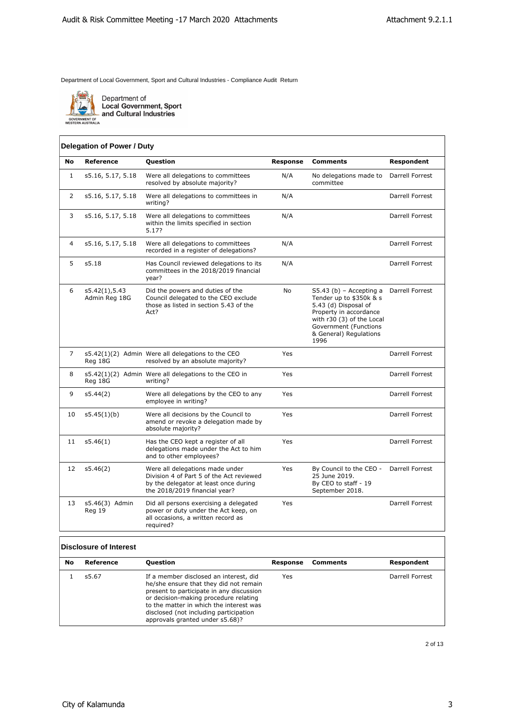Department of Local Government, Sport and Cultural Industries - Compliance Audit Return

Department of Local Government, Sport and Cultural Industries

GOVERNMENT OF WESTERN AUSTRALIA

## Delegation of Power / Duty

| No | Reference | Question | Response | Comments | Respondent |
|---|---|---|---|---|---|
| 1 | s5.16, 5.17, 5.18 | Were all delegations to committees resolved by absolute majority? | N/A | No delegations made to committee | Darrell Forrest |
| 2 | s5.16, 5.17, 5.18 | Were all delegations to committees in writing? | N/A | | Darrell Forrest |
| 3 | s5.16, 5.17, 5.18 | Were all delegations to committees within the limits specified in section 5.17? | N/A | | Darrell Forrest |
| 4 | s5.16, 5.17, 5.18 | Were all delegations to committees recorded in a register of delegations? | N/A | | Darrell Forrest |
| 5 | s5.18 | Has Council reviewed delegations to its committees in the 2018/2019 financial year? | N/A | | Darrell Forrest |
| 6 | s5.42(1),5.43 Admin Reg 18G | Did the powers and duties of the Council delegated to the CEO exclude those as listed in section 5.43 of the Act? | No | S5.43 (b) – Accepting a Tender up to $350k & s 5.43 (d) Disposal of Property in accordance with r30 (3) of the Local Government (Functions & General) Regulations 1996 | Darrell Forrest |
| 7 | s5.42(1)(2) Admin Reg 18G | Were all delegations to the CEO resolved by an absolute majority? | Yes | | Darrell Forrest |
| 8 | s5.42(1)(2) Admin Reg 18G | Were all delegations to the CEO in writing? | Yes | | Darrell Forrest |
| 9 | s5.44(2) | Were all delegations by the CEO to any employee in writing? | Yes | | Darrell Forrest |
| 10 | s5.45(1)(b) | Were all decisions by the Council to amend or revoke a delegation made by absolute majority? | Yes | | Darrell Forrest |
| 11 | s5.46(1) | Has the CEO kept a register of all delegations made under the Act to him and to other employees? | Yes | | Darrell Forrest |
| 12 | s5.46(2) | Were all delegations made under Division 4 of Part 5 of the Act reviewed by the delegator at least once during the 2018/2019 financial year? | Yes | By Council to the CEO - 25 June 2019. By CEO to staff - 19 September 2018. | Darrell Forrest |
| 13 | s5.46(3) Admin Reg 19 | Did all persons exercising a delegated power or duty under the Act keep, on all occasions, a written record as required? | Yes | | Darrell Forrest |

## Disclosure of Interest

| No | Reference | Question | Response | Comments | Respondent |
|---|---|---|---|---|---|
| 1 | s5.67 | If a member disclosed an interest, did he/she ensure that they did not remain present to participate in any discussion or decision-making procedure relating to the matter in which the interest was disclosed (not including participation approvals granted under s5.68)? | Yes | | Darrell Forrest |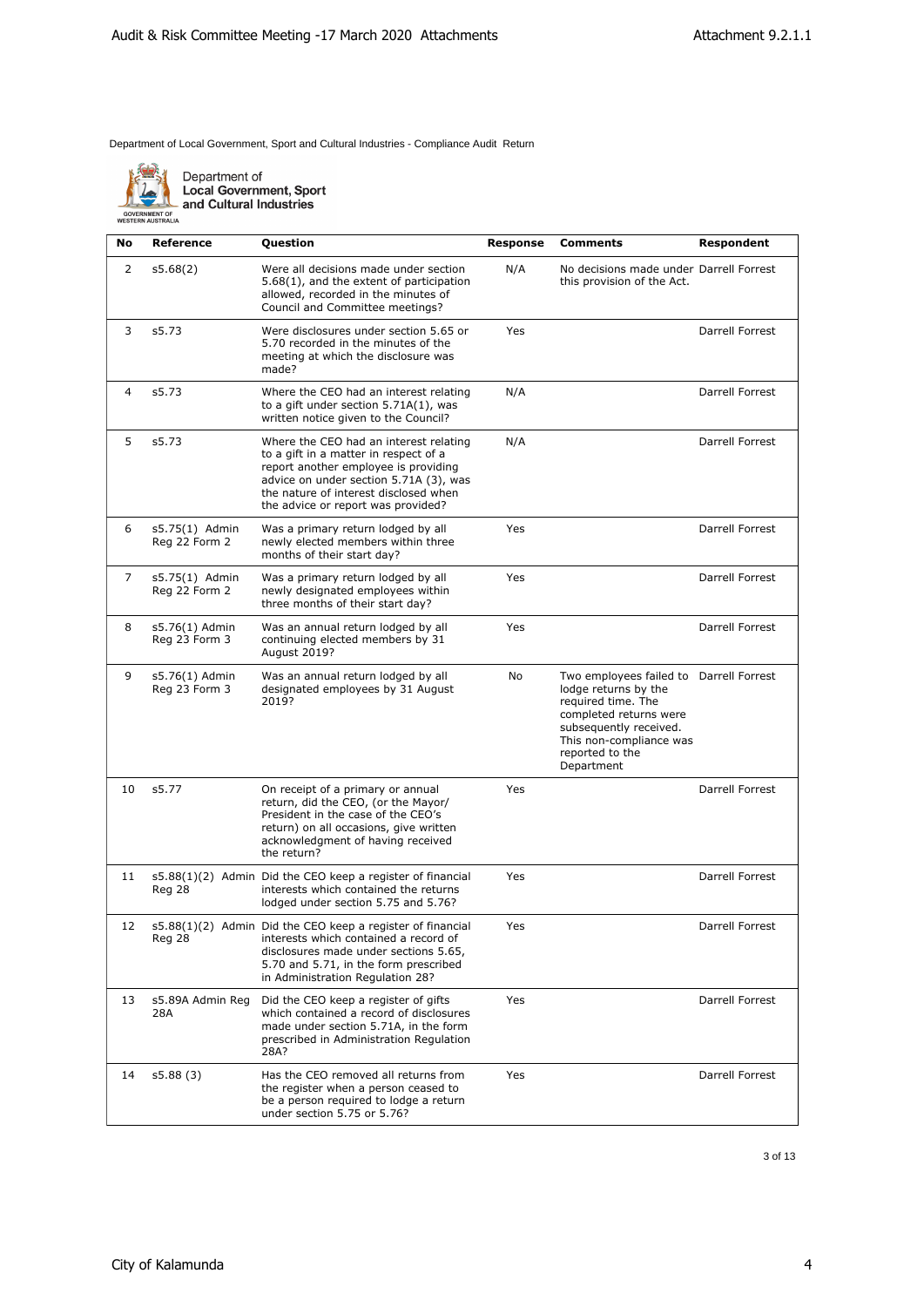Department of Local Government, Sport and Cultural Industries - Compliance Audit Return

Department of Local Government, Sport and Cultural Industries

| No | Reference | Question | Response | Comments | Respondent |
|---|---|---|---|---|---|
| 2 | s5.68(2) | Were all decisions made under section 5.68(1), and the extent of participation allowed, recorded in the minutes of Council and Committee meetings? | N/A | No decisions made under this provision of the Act. | Darrell Forrest |
| 3 | s5.73 | Were disclosures under section 5.65 or 5.70 recorded in the minutes of the meeting at which the disclosure was made? | Yes | | Darrell Forrest |
| 4 | s5.73 | Where the CEO had an interest relating to a gift under section 5.71A(1), was written notice given to the Council? | N/A | | Darrell Forrest |
| 5 | s5.73 | Where the CEO had an interest relating to a gift in a matter in respect of a report another employee is providing advice on under section 5.71A (3), was the nature of interest disclosed when the advice or report was provided? | N/A | | Darrell Forrest |
| 6 | s5.75(1) Admin Reg 22 Form 2 | Was a primary return lodged by all newly elected members within three months of their start day? | Yes | | Darrell Forrest |
| 7 | s5.75(1) Admin Reg 22 Form 2 | Was a primary return lodged by all newly designated employees within three months of their start day? | Yes | | Darrell Forrest |
| 8 | s5.76(1) Admin Reg 23 Form 3 | Was an annual return lodged by all continuing elected members by 31 August 2019? | Yes | | Darrell Forrest |
| 9 | s5.76(1) Admin Reg 23 Form 3 | Was an annual return lodged by all designated employees by 31 August 2019? | No | Two employees failed to lodge returns by the required time. The completed returns were subsequently received. This non-compliance was reported to the Department | Darrell Forrest |
| 10 | s5.77 | On receipt of a primary or annual return, did the CEO, (or the Mayor/ President in the case of the CEO's return) on all occasions, give written acknowledgment of having received the return? | Yes | | Darrell Forrest |
| 11 | s5.88(1)(2) Admin Reg 28 | Did the CEO keep a register of financial interests which contained the returns lodged under section 5.75 and 5.76? | Yes | | Darrell Forrest |
| 12 | s5.88(1)(2) Admin Reg 28 | Did the CEO keep a register of financial interests which contained a record of disclosures made under sections 5.65, 5.70 and 5.71, in the form prescribed in Administration Regulation 28? | Yes | | Darrell Forrest |
| 13 | s5.89A Admin Reg 28A | Did the CEO keep a register of gifts which contained a record of disclosures made under section 5.71A, in the form prescribed in Administration Regulation 28A? | Yes | | Darrell Forrest |
| 14 | s5.88 (3) | Has the CEO removed all returns from the register when a person ceased to be a person required to lodge a return under section 5.75 or 5.76? | Yes | | Darrell Forrest |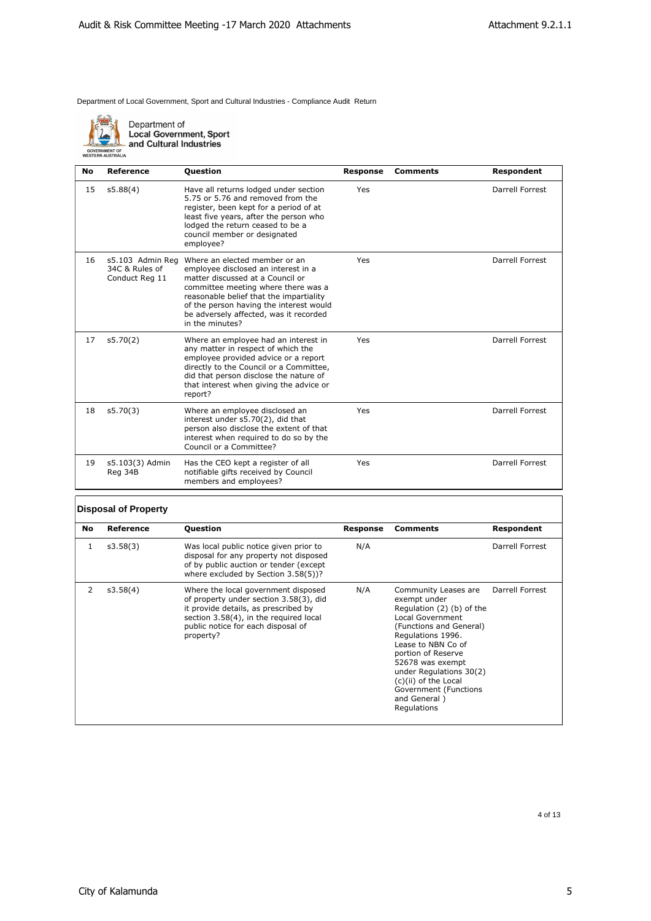Department of Local Government, Sport and Cultural Industries - Compliance Audit Return

Department of Local Government, Sport and Cultural Industries

| No | Reference | Question | Response | Comments | Respondent |
|---|---|---|---|---|---|
| 15 | s5.88(4) | Have all returns lodged under section 5.75 or 5.76 and removed from the register, been kept for a period of at least five years, after the person who lodged the return ceased to be a council member or designated employee? | Yes | | Darrell Forrest |
| 16 | s5.103 Admin Reg 34C & Rules of Conduct Reg 11 | Where an elected member or an employee disclosed an interest in a matter discussed at a Council or committee meeting where there was a reasonable belief that the impartiality of the person having the interest would be adversely affected, was it recorded in the minutes? | Yes | | Darrell Forrest |
| 17 | s5.70(2) | Where an employee had an interest in any matter in respect of which the employee provided advice or a report directly to the Council or a Committee, did that person disclose the nature of that interest when giving the advice or report? | Yes | | Darrell Forrest |
| 18 | s5.70(3) | Where an employee disclosed an interest under s5.70(2), did that person also disclose the extent of that interest when required to do so by the Council or a Committee? | Yes | | Darrell Forrest |
| 19 | s5.103(3) Admin Reg 34B | Has the CEO kept a register of all notifiable gifts received by Council members and employees? | Yes | | Darrell Forrest |

## Disposal of Property

| No | Reference | Question | Response | Comments | Respondent |
|---|---|---|---|---|---|
| 1 | s3.58(3) | Was local public notice given prior to disposal for any property not disposed of by public auction or tender (except where excluded by Section 3.58(5))? | N/A | | Darrell Forrest |
| 2 | s3.58(4) | Where the local government disposed of property under section 3.58(3), did it provide details, as prescribed by section 3.58(4), in the required local public notice for each disposal of property? | N/A | Community Leases are exempt under Regulation (2) (b) of the Local Government (Functions and General) Regulations 1996. Lease to NBN Co of portion of Reserve 52678 was exempt under Regulations 30(2) (c)(ii) of the Local Government (Functions and General ) Regulations | Darrell Forrest |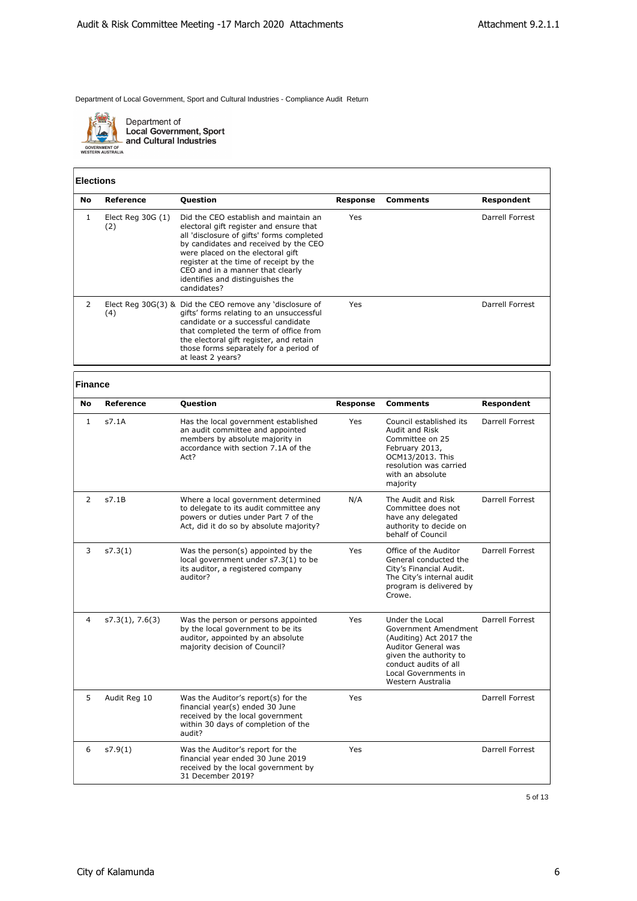Department of Local Government, Sport and Cultural Industries - Compliance Audit Return

Department of Local Government, Sport and Cultural Industries

GOVERNMENT OF WESTERN AUSTRALIA

## Elections

| No | Reference | Question | Response | Comments | Respondent |
|---|---|---|---|---|---|
| 1 | Elect Reg 30G (1) (2) | Did the CEO establish and maintain an electoral gift register and ensure that all 'disclosure of gifts' forms completed by candidates and received by the CEO were placed on the electoral gift register at the time of receipt by the CEO and in a manner that clearly identifies and distinguishes the candidates? | Yes | | Darrell Forrest |
| 2 | Elect Reg 30G(3) & (4) | Did the CEO remove any 'disclosure of gifts' forms relating to an unsuccessful candidate or a successful candidate that completed the term of office from the electoral gift register, and retain those forms separately for a period of at least 2 years? | Yes | | Darrell Forrest |

## Finance

| No | Reference | Question | Response | Comments | Respondent |
|---|---|---|---|---|---|
| 1 | s7.1A | Has the local government established an audit committee and appointed members by absolute majority in accordance with section 7.1A of the Act? | Yes | Council established its Audit and Risk Committee on 25 February 2013, OCM13/2013. This resolution was carried with an absolute majority | Darrell Forrest |
| 2 | s7.1B | Where a local government determined to delegate to its audit committee any powers or duties under Part 7 of the Act, did it do so by absolute majority? | N/A | The Audit and Risk Committee does not have any delegated authority to decide on behalf of Council | Darrell Forrest |
| 3 | s7.3(1) | Was the person(s) appointed by the local government under s7.3(1) to be its auditor, a registered company auditor? | Yes | Office of the Auditor General conducted the City's Financial Audit. The City's internal audit program is delivered by Crowe. | Darrell Forrest |
| 4 | s7.3(1), 7.6(3) | Was the person or persons appointed by the local government to be its auditor, appointed by an absolute majority decision of Council? | Yes | Under the Local Government Amendment (Auditing) Act 2017 the Auditor General was given the authority to conduct audits of all Local Governments in Western Australia | Darrell Forrest |
| 5 | Audit Reg 10 | Was the Auditor's report(s) for the financial year(s) ended 30 June received by the local government within 30 days of completion of the audit? | Yes | | Darrell Forrest |
| 6 | s7.9(1) | Was the Auditor's report for the financial year ended 30 June 2019 received by the local government by 31 December 2019? | Yes | | Darrell Forrest |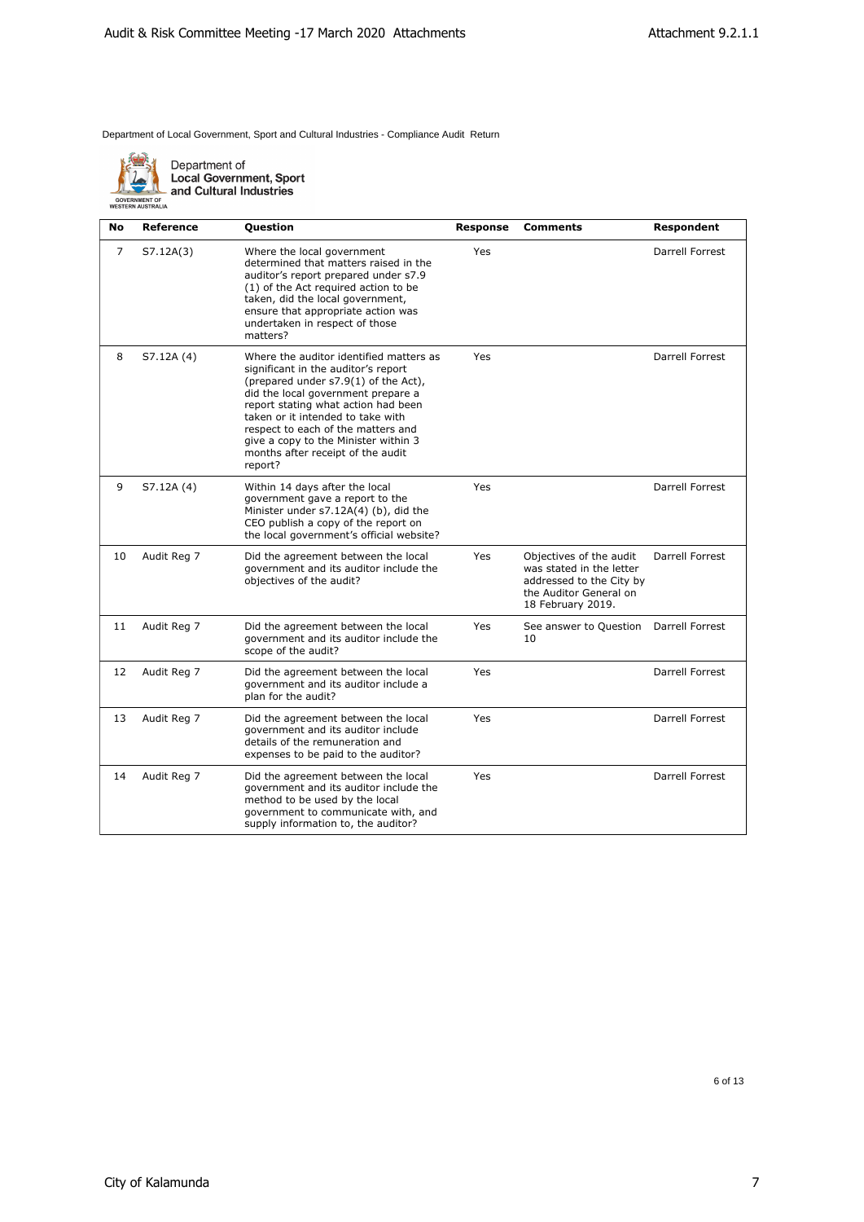Department of Local Government, Sport and Cultural Industries - Compliance Audit Return

Department of **Local Government, Sport and Cultural Industries**

| No | Reference | Question | Response | Comments | Respondent |
|---|---|---|---|---|---|
| 7 | S7.12A(3) | Where the local government determined that matters raised in the auditor's report prepared under s7.9 (1) of the Act required action to be taken, did the local government, ensure that appropriate action was undertaken in respect of those matters? | Yes | | Darrell Forrest |
| 8 | S7.12A (4) | Where the auditor identified matters as significant in the auditor's report (prepared under s7.9(1) of the Act), did the local government prepare a report stating what action had been taken or it intended to take with respect to each of the matters and give a copy to the Minister within 3 months after receipt of the audit report? | Yes | | Darrell Forrest |
| 9 | S7.12A (4) | Within 14 days after the local government gave a report to the Minister under s7.12A(4) (b), did the CEO publish a copy of the report on the local government's official website? | Yes | | Darrell Forrest |
| 10 | Audit Reg 7 | Did the agreement between the local government and its auditor include the objectives of the audit? | Yes | Objectives of the audit was stated in the letter addressed to the City by the Auditor General on 18 February 2019. | Darrell Forrest |
| 11 | Audit Reg 7 | Did the agreement between the local government and its auditor include the scope of the audit? | Yes | See answer to Question 10 | Darrell Forrest |
| 12 | Audit Reg 7 | Did the agreement between the local government and its auditor include a plan for the audit? | Yes | | Darrell Forrest |
| 13 | Audit Reg 7 | Did the agreement between the local government and its auditor include details of the remuneration and expenses to be paid to the auditor? | Yes | | Darrell Forrest |
| 14 | Audit Reg 7 | Did the agreement between the local government and its auditor include the method to be used by the local government to communicate with, and supply information to, the auditor? | Yes | | Darrell Forrest |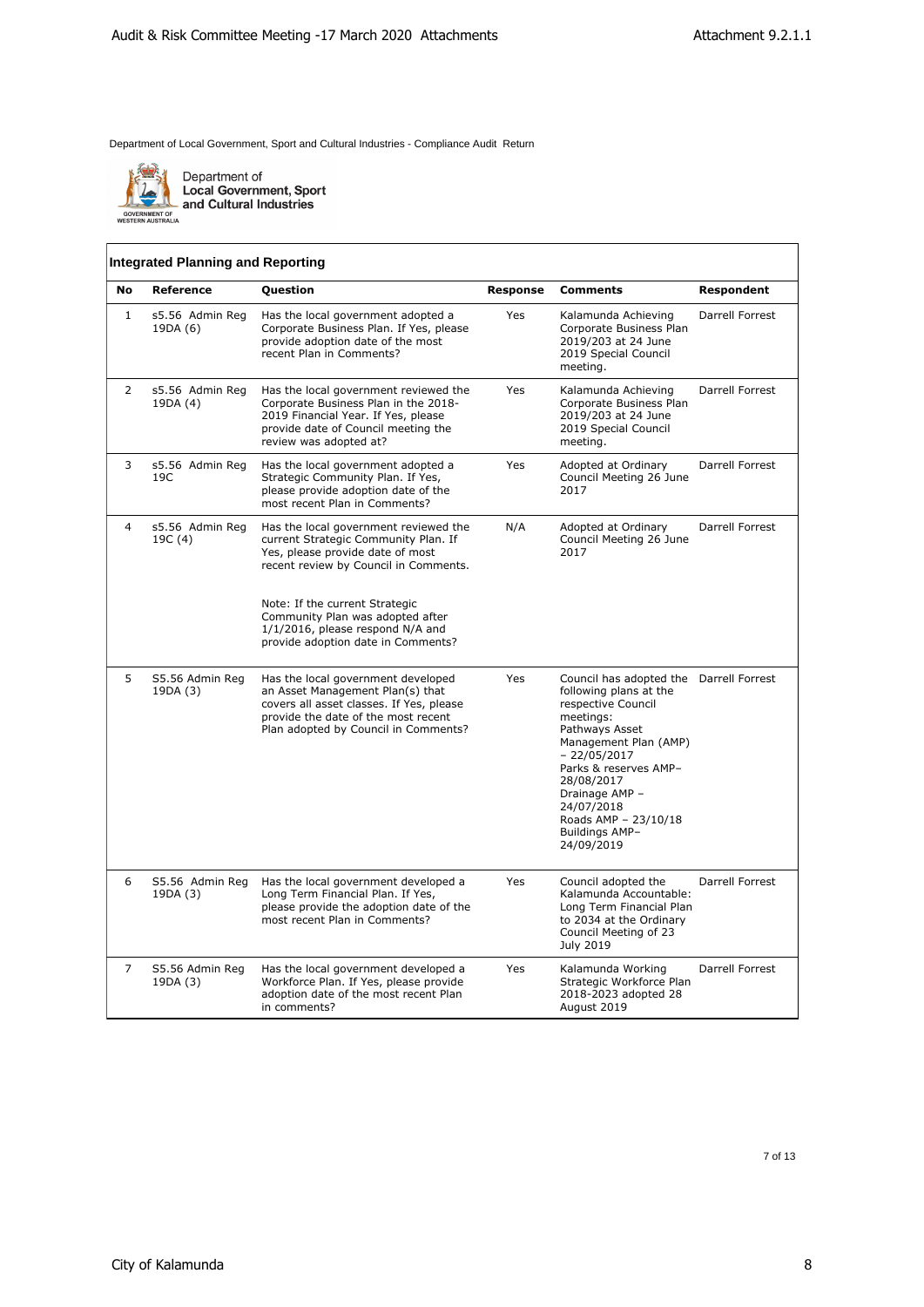Department of Local Government, Sport and Cultural Industries - Compliance Audit Return

Department of Local Government, Sport and Cultural Industries

GOVERNMENT OF WESTERN AUSTRALIA

## Integrated Planning and Reporting

| No | Reference | Question | Response | Comments | Respondent |
|---|---|---|---|---|---|
| 1 | s5.56 Admin Reg 19DA (6) | Has the local government adopted a Corporate Business Plan. If Yes, please provide adoption date of the most recent Plan in Comments? | Yes | Kalamunda Achieving Corporate Business Plan 2019/203 at 24 June 2019 Special Council meeting. | Darrell Forrest |
| 2 | s5.56 Admin Reg 19DA (4) | Has the local government reviewed the Corporate Business Plan in the 2018-2019 Financial Year. If Yes, please provide date of Council meeting the review was adopted at? | Yes | Kalamunda Achieving Corporate Business Plan 2019/203 at 24 June 2019 Special Council meeting. | Darrell Forrest |
| 3 | s5.56 Admin Reg 19C | Has the local government adopted a Strategic Community Plan. If Yes, please provide adoption date of the most recent Plan in Comments? | Yes | Adopted at Ordinary Council Meeting 26 June 2017 | Darrell Forrest |
| 4 | s5.56 Admin Reg 19C (4) | Has the local government reviewed the current Strategic Community Plan. If Yes, please provide date of most recent review by Council in Comments.<br><br>Note: If the current Strategic Community Plan was adopted after 1/1/2016, please respond N/A and provide adoption date in Comments? | N/A | Adopted at Ordinary Council Meeting 26 June 2017 | Darrell Forrest |
| 5 | S5.56 Admin Reg 19DA (3) | Has the local government developed an Asset Management Plan(s) that covers all asset classes. If Yes, please provide the date of the most recent Plan adopted by Council in Comments? | Yes | Council has adopted the following plans at the respective Council meetings:<br>Pathways Asset Management Plan (AMP) – 22/05/2017<br>Parks & reserves AMP– 28/08/2017<br>Drainage AMP – 24/07/2018<br>Roads AMP – 23/10/18<br>Buildings AMP– 24/09/2019 | Darrell Forrest |
| 6 | S5.56 Admin Reg 19DA (3) | Has the local government developed a Long Term Financial Plan. If Yes, please provide the adoption date of the most recent Plan in Comments? | Yes | Council adopted the Kalamunda Accountable: Long Term Financial Plan to 2034 at the Ordinary Council Meeting of 23 July 2019 | Darrell Forrest |
| 7 | S5.56 Admin Reg 19DA (3) | Has the local government developed a Workforce Plan. If Yes, please provide adoption date of the most recent Plan in comments? | Yes | Kalamunda Working Strategic Workforce Plan 2018-2023 adopted 28 August 2019 | Darrell Forrest |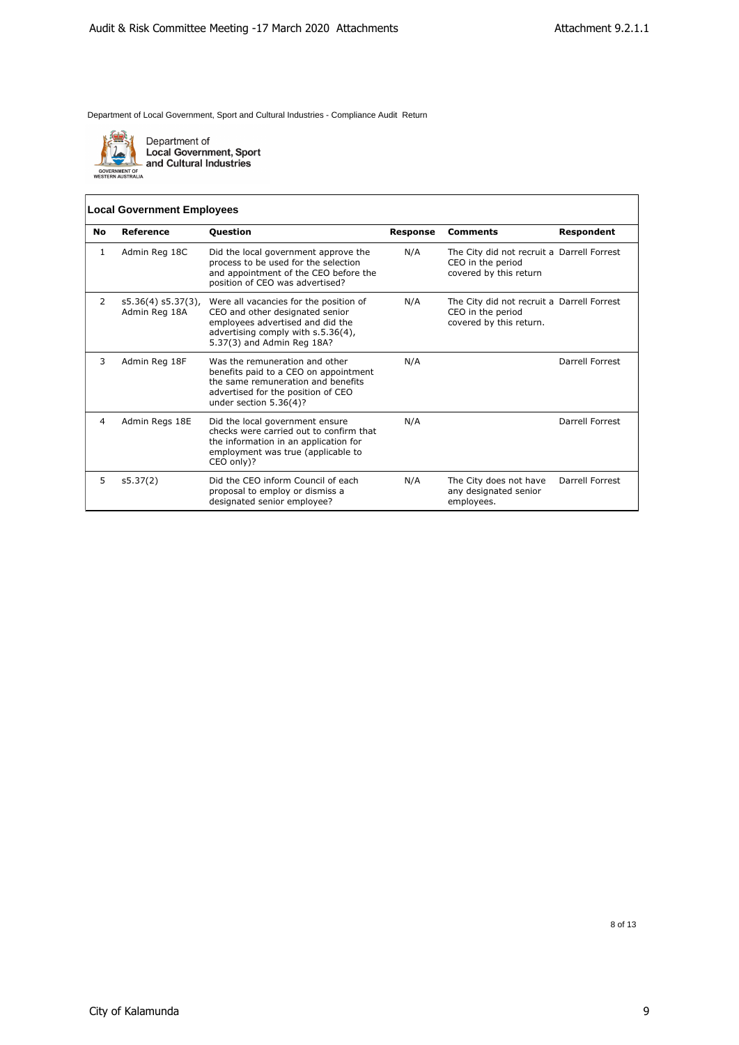Department of Local Government, Sport and Cultural Industries - Compliance Audit Return

Department of
**Local Government, Sport and Cultural Industries**

GOVERNMENT OF WESTERN AUSTRALIA

### Local Government Employees

| No | Reference | Question | Response | Comments | Respondent |
|---|---|---|---|---|---|
| 1 | Admin Reg 18C | Did the local government approve the process to be used for the selection and appointment of the CEO before the position of CEO was advertised? | N/A | The City did not recruit a CEO in the period covered by this return | Darrell Forrest |
| 2 | s5.36(4) s5.37(3), Admin Reg 18A | Were all vacancies for the position of CEO and other designated senior employees advertised and did the advertising comply with s.5.36(4), 5.37(3) and Admin Reg 18A? | N/A | The City did not recruit a CEO in the period covered by this return. | Darrell Forrest |
| 3 | Admin Reg 18F | Was the remuneration and other benefits paid to a CEO on appointment the same remuneration and benefits advertised for the position of CEO under section 5.36(4)? | N/A | | Darrell Forrest |
| 4 | Admin Regs 18E | Did the local government ensure checks were carried out to confirm that the information in an application for employment was true (applicable to CEO only)? | N/A | | Darrell Forrest |
| 5 | s5.37(2) | Did the CEO inform Council of each proposal to employ or dismiss a designated senior employee? | N/A | The City does not have any designated senior employees. | Darrell Forrest |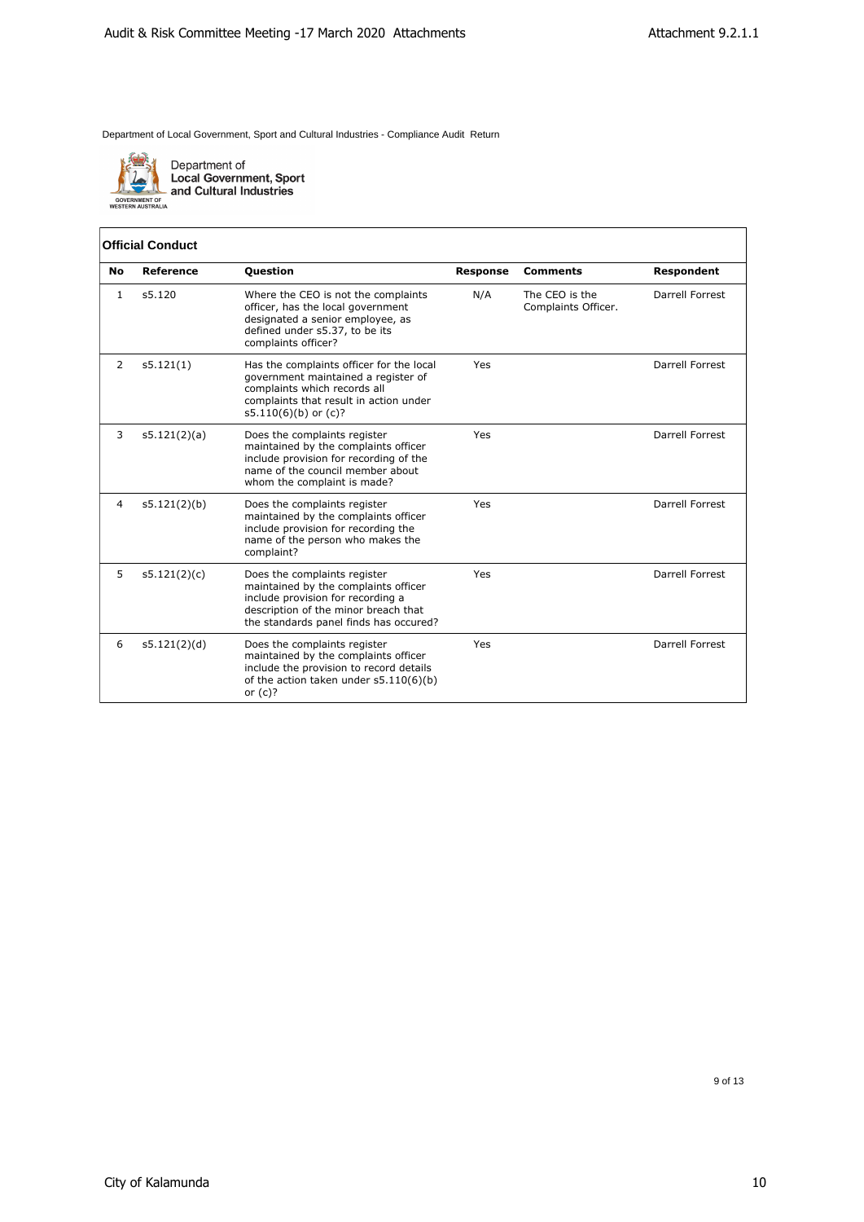Department of Local Government, Sport and Cultural Industries - Compliance Audit Return

Department of Local Government, Sport and Cultural Industries

## Official Conduct

| No | Reference | Question | Response | Comments | Respondent |
|---|---|---|---|---|---|
| 1 | s5.120 | Where the CEO is not the complaints officer, has the local government designated a senior employee, as defined under s5.37, to be its complaints officer? | N/A | The CEO is the Complaints Officer. | Darrell Forrest |
| 2 | s5.121(1) | Has the complaints officer for the local government maintained a register of complaints which records all complaints that result in action under s5.110(6)(b) or (c)? | Yes | | Darrell Forrest |
| 3 | s5.121(2)(a) | Does the complaints register maintained by the complaints officer include provision for recording of the name of the council member about whom the complaint is made? | Yes | | Darrell Forrest |
| 4 | s5.121(2)(b) | Does the complaints register maintained by the complaints officer include provision for recording the name of the person who makes the complaint? | Yes | | Darrell Forrest |
| 5 | s5.121(2)(c) | Does the complaints register maintained by the complaints officer include provision for recording a description of the minor breach that the standards panel finds has occured? | Yes | | Darrell Forrest |
| 6 | s5.121(2)(d) | Does the complaints register maintained by the complaints officer include the provision to record details of the action taken under s5.110(6)(b) or (c)? | Yes | | Darrell Forrest |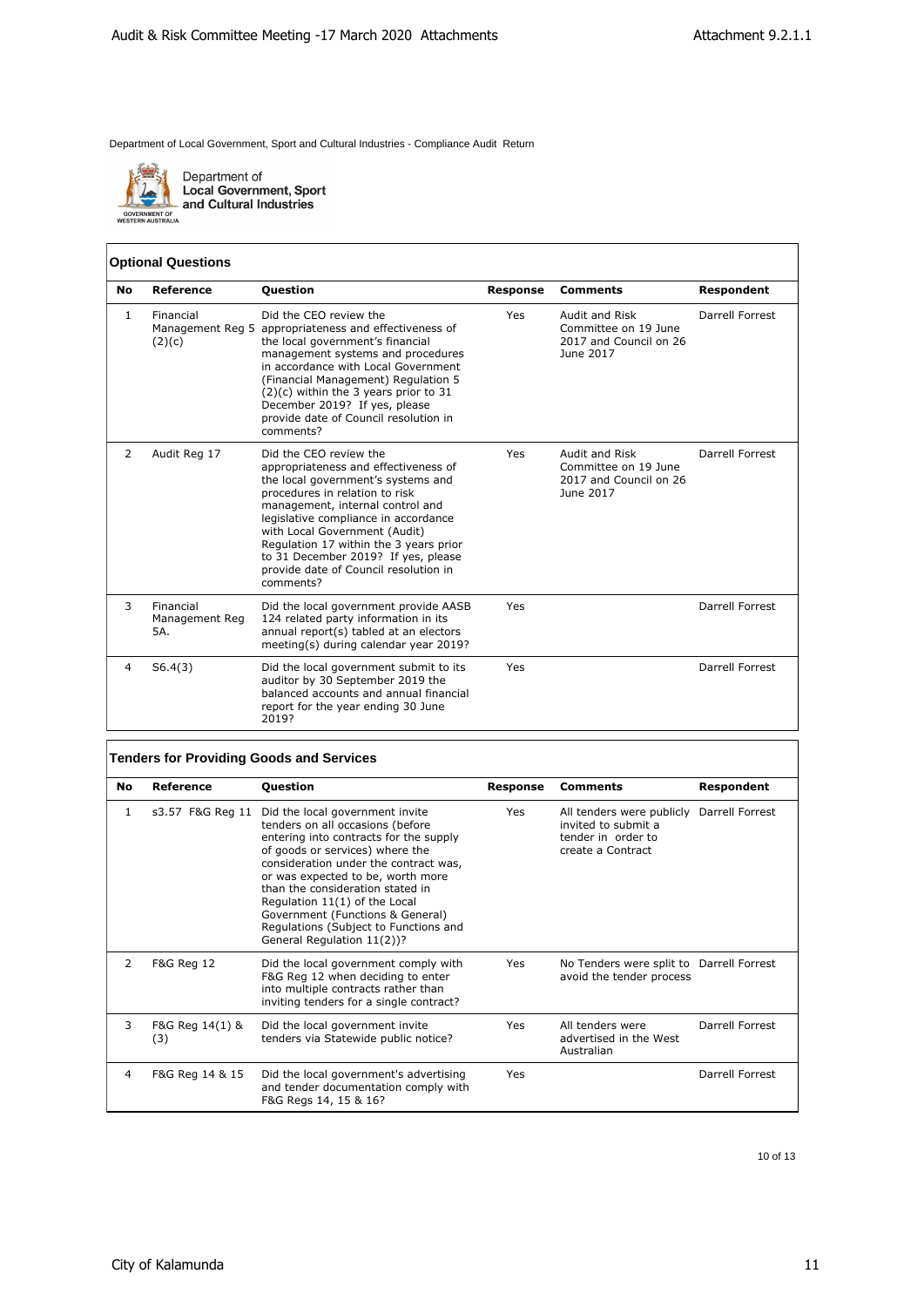Department of Local Government, Sport and Cultural Industries - Compliance Audit Return

Department of Local Government, Sport and Cultural Industries

GOVERNMENT OF WESTERN AUSTRALIA

### Optional Questions

| No | Reference | Question | Response | Comments | Respondent |
|---|---|---|---|---|---|
| 1 | Financial Management Reg 5 (2)(c) | Did the CEO review the appropriateness and effectiveness of the local government's financial management systems and procedures in accordance with Local Government (Financial Management) Regulation 5 (2)(c) within the 3 years prior to 31 December 2019? If yes, please provide date of Council resolution in comments? | Yes | Audit and Risk Committee on 19 June 2017 and Council on 26 June 2017 | Darrell Forrest |
| 2 | Audit Reg 17 | Did the CEO review the appropriateness and effectiveness of the local government's systems and procedures in relation to risk management, internal control and legislative compliance in accordance with Local Government (Audit) Regulation 17 within the 3 years prior to 31 December 2019? If yes, please provide date of Council resolution in comments? | Yes | Audit and Risk Committee on 19 June 2017 and Council on 26 June 2017 | Darrell Forrest |
| 3 | Financial Management Reg 5A. | Did the local government provide AASB 124 related party information in its annual report(s) tabled at an electors meeting(s) during calendar year 2019? | Yes | | Darrell Forrest |
| 4 | S6.4(3) | Did the local government submit to its auditor by 30 September 2019 the balanced accounts and annual financial report for the year ending 30 June 2019? | Yes | | Darrell Forrest |

### Tenders for Providing Goods and Services

| No | Reference | Question | Response | Comments | Respondent |
|---|---|---|---|---|---|
| 1 | s3.57 F&G Reg 11 | Did the local government invite tenders on all occasions (before entering into contracts for the supply of goods or services) where the consideration under the contract was, or was expected to be, worth more than the consideration stated in Regulation 11(1) of the Local Government (Functions & General) Regulations (Subject to Functions and General Regulation 11(2))? | Yes | All tenders were publicly invited to submit a tender in order to create a Contract | Darrell Forrest |
| 2 | F&G Reg 12 | Did the local government comply with F&G Reg 12 when deciding to enter into multiple contracts rather than inviting tenders for a single contract? | Yes | No Tenders were split to avoid the tender process | Darrell Forrest |
| 3 | F&G Reg 14(1) & (3) | Did the local government invite tenders via Statewide public notice? | Yes | All tenders were advertised in the West Australian | Darrell Forrest |
| 4 | F&G Reg 14 & 15 | Did the local government's advertising and tender documentation comply with F&G Regs 14, 15 & 16? | Yes | | Darrell Forrest |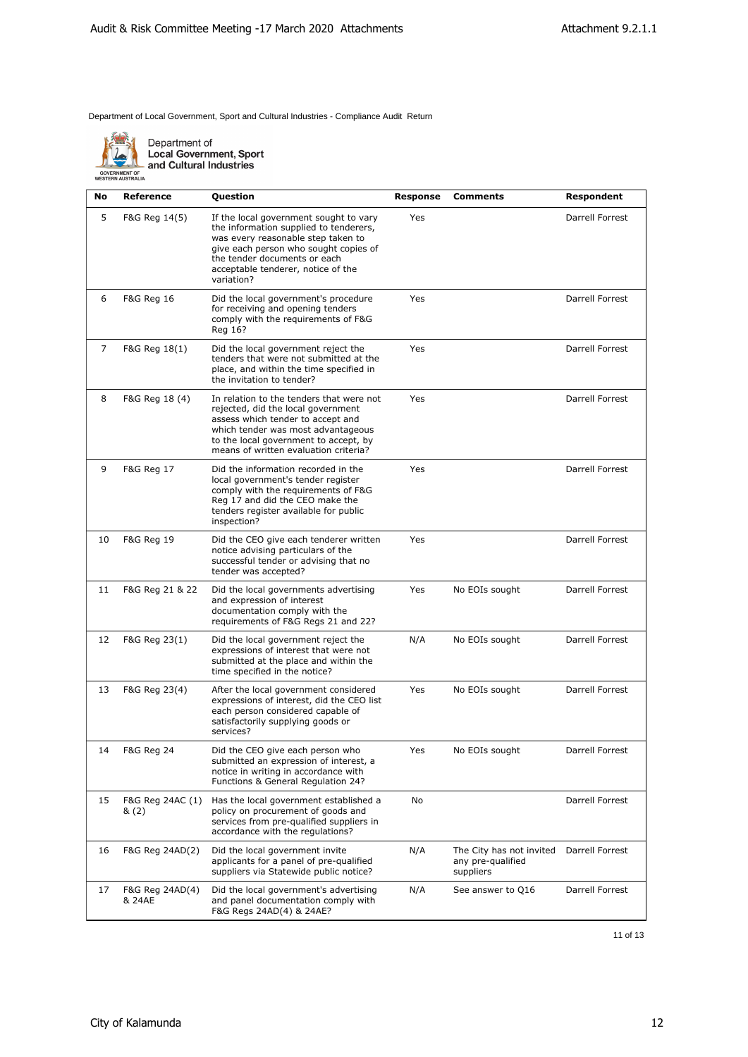Department of Local Government, Sport and Cultural Industries - Compliance Audit Return

Department of Local Government, Sport and Cultural Industries

| No | Reference | Question | Response | Comments | Respondent |
|---|---|---|---|---|---|
| 5 | F&G Reg 14(5) | If the local government sought to vary the information supplied to tenderers, was every reasonable step taken to give each person who sought copies of the tender documents or each acceptable tenderer, notice of the variation? | Yes | | Darrell Forrest |
| 6 | F&G Reg 16 | Did the local government's procedure for receiving and opening tenders comply with the requirements of F&G Reg 16? | Yes | | Darrell Forrest |
| 7 | F&G Reg 18(1) | Did the local government reject the tenders that were not submitted at the place, and within the time specified in the invitation to tender? | Yes | | Darrell Forrest |
| 8 | F&G Reg 18 (4) | In relation to the tenders that were not rejected, did the local government assess which tender to accept and which tender was most advantageous to the local government to accept, by means of written evaluation criteria? | Yes | | Darrell Forrest |
| 9 | F&G Reg 17 | Did the information recorded in the local government's tender register comply with the requirements of F&G Reg 17 and did the CEO make the tenders register available for public inspection? | Yes | | Darrell Forrest |
| 10 | F&G Reg 19 | Did the CEO give each tenderer written notice advising particulars of the successful tender or advising that no tender was accepted? | Yes | | Darrell Forrest |
| 11 | F&G Reg 21 & 22 | Did the local governments advertising and expression of interest documentation comply with the requirements of F&G Regs 21 and 22? | Yes | No EOIs sought | Darrell Forrest |
| 12 | F&G Reg 23(1) | Did the local government reject the expressions of interest that were not submitted at the place and within the time specified in the notice? | N/A | No EOIs sought | Darrell Forrest |
| 13 | F&G Reg 23(4) | After the local government considered expressions of interest, did the CEO list each person considered capable of satisfactorily supplying goods or services? | Yes | No EOIs sought | Darrell Forrest |
| 14 | F&G Reg 24 | Did the CEO give each person who submitted an expression of interest, a notice in writing in accordance with Functions & General Regulation 24? | Yes | No EOIs sought | Darrell Forrest |
| 15 | F&G Reg 24AC (1) & (2) | Has the local government established a policy on procurement of goods and services from pre-qualified suppliers in accordance with the regulations? | No | | Darrell Forrest |
| 16 | F&G Reg 24AD(2) | Did the local government invite applicants for a panel of pre-qualified suppliers via Statewide public notice? | N/A | The City has not invited any pre-qualified suppliers | Darrell Forrest |
| 17 | F&G Reg 24AD(4) & 24AE | Did the local government's advertising and panel documentation comply with F&G Regs 24AD(4) & 24AE? | N/A | See answer to Q16 | Darrell Forrest |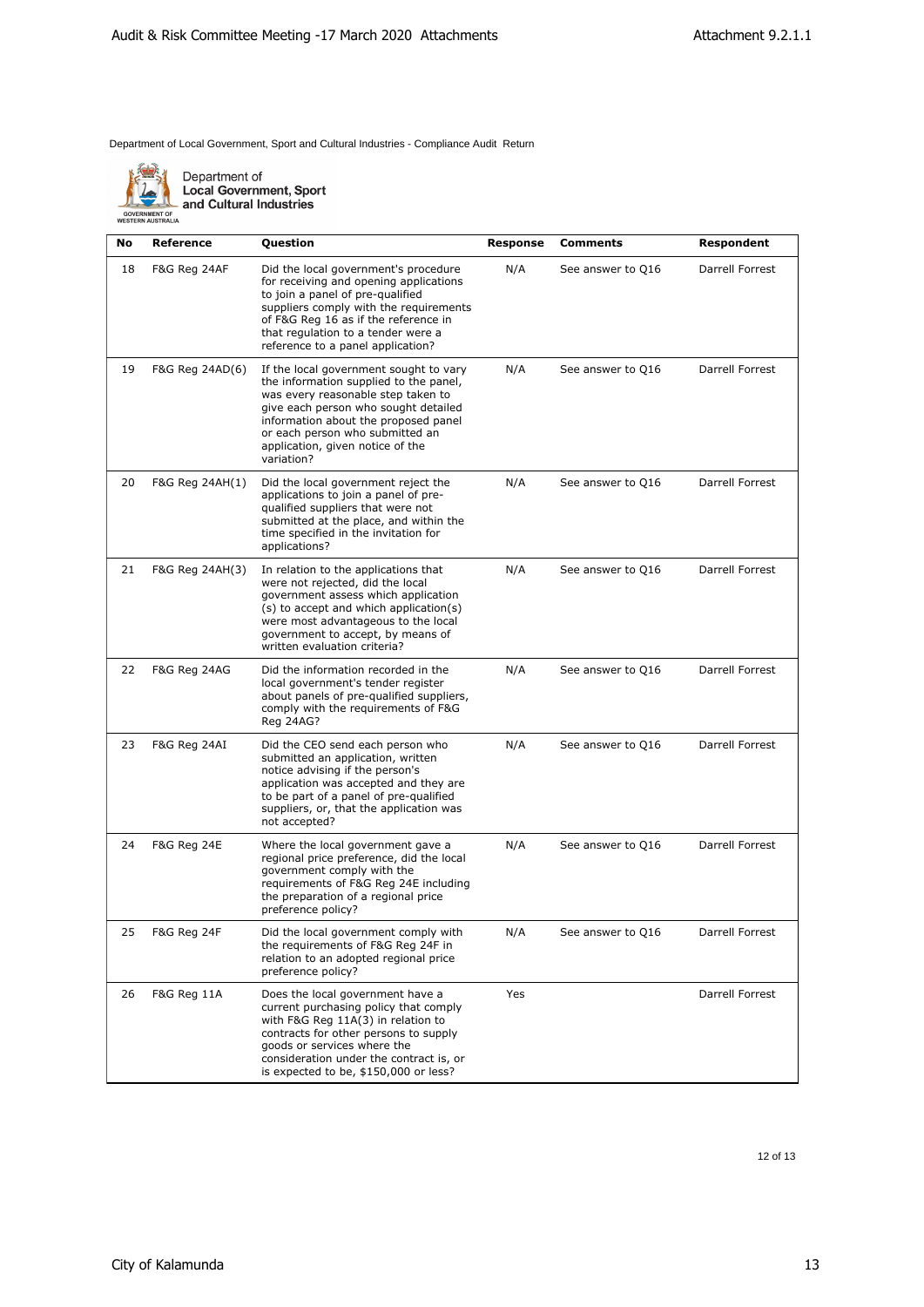Department of Local Government, Sport and Cultural Industries - Compliance Audit Return

Department of Local Government, Sport and Cultural Industries

GOVERNMENT OF WESTERN AUSTRALIA

| No | Reference | Question | Response | Comments | Respondent |
|---|---|---|---|---|---|
| 18 | F&G Reg 24AF | Did the local government's procedure for receiving and opening applications to join a panel of pre-qualified suppliers comply with the requirements of F&G Reg 16 as if the reference in that regulation to a tender were a reference to a panel application? | N/A | See answer to Q16 | Darrell Forrest |
| 19 | F&G Reg 24AD(6) | If the local government sought to vary the information supplied to the panel, was every reasonable step taken to give each person who sought detailed information about the proposed panel or each person who submitted an application, given notice of the variation? | N/A | See answer to Q16 | Darrell Forrest |
| 20 | F&G Reg 24AH(1) | Did the local government reject the applications to join a panel of pre-qualified suppliers that were not submitted at the place, and within the time specified in the invitation for applications? | N/A | See answer to Q16 | Darrell Forrest |
| 21 | F&G Reg 24AH(3) | In relation to the applications that were not rejected, did the local government assess which application (s) to accept and which application(s) were most advantageous to the local government to accept, by means of written evaluation criteria? | N/A | See answer to Q16 | Darrell Forrest |
| 22 | F&G Reg 24AG | Did the information recorded in the local government's tender register about panels of pre-qualified suppliers, comply with the requirements of F&G Reg 24AG? | N/A | See answer to Q16 | Darrell Forrest |
| 23 | F&G Reg 24AI | Did the CEO send each person who submitted an application, written notice advising if the person's application was accepted and they are to be part of a panel of pre-qualified suppliers, or, that the application was not accepted? | N/A | See answer to Q16 | Darrell Forrest |
| 24 | F&G Reg 24E | Where the local government gave a regional price preference, did the local government comply with the requirements of F&G Reg 24E including the preparation of a regional price preference policy? | N/A | See answer to Q16 | Darrell Forrest |
| 25 | F&G Reg 24F | Did the local government comply with the requirements of F&G Reg 24F in relation to an adopted regional price preference policy? | N/A | See answer to Q16 | Darrell Forrest |
| 26 | F&G Reg 11A | Does the local government have a current purchasing policy that comply with F&G Reg 11A(3) in relation to contracts for other persons to supply goods or services where the consideration under the contract is, or is expected to be, $150,000 or less? | Yes | | Darrell Forrest |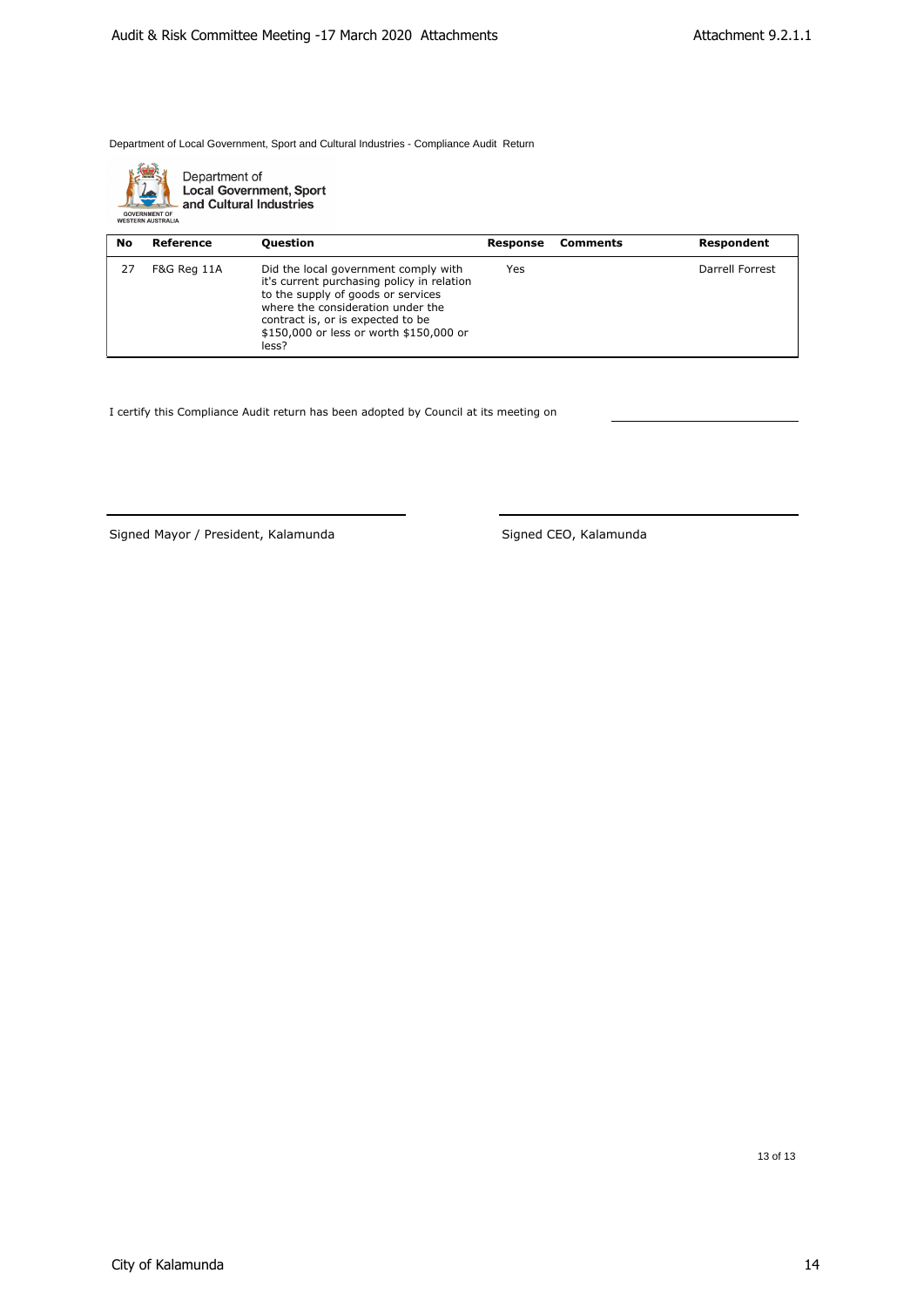Department of Local Government, Sport and Cultural Industries - Compliance Audit Return

Department of
**Local Government, Sport and Cultural Industries**

GOVERNMENT OF WESTERN AUSTRALIA

| No | Reference | Question | Response | Comments | Respondent |
|---|---|---|---|---|---|
| 27 | F&G Reg 11A | Did the local government comply with it's current purchasing policy in relation to the supply of goods or services where the consideration under the contract is, or is expected to be $150,000 or less or worth $150,000 or less? | Yes | | Darrell Forrest |

I certify this Compliance Audit return has been adopted by Council at its meeting on \_\_\_\_\_\_\_\_\_\_\_\_\_\_\_\_

Signed Mayor / President, Kalamunda

Signed CEO, Kalamunda